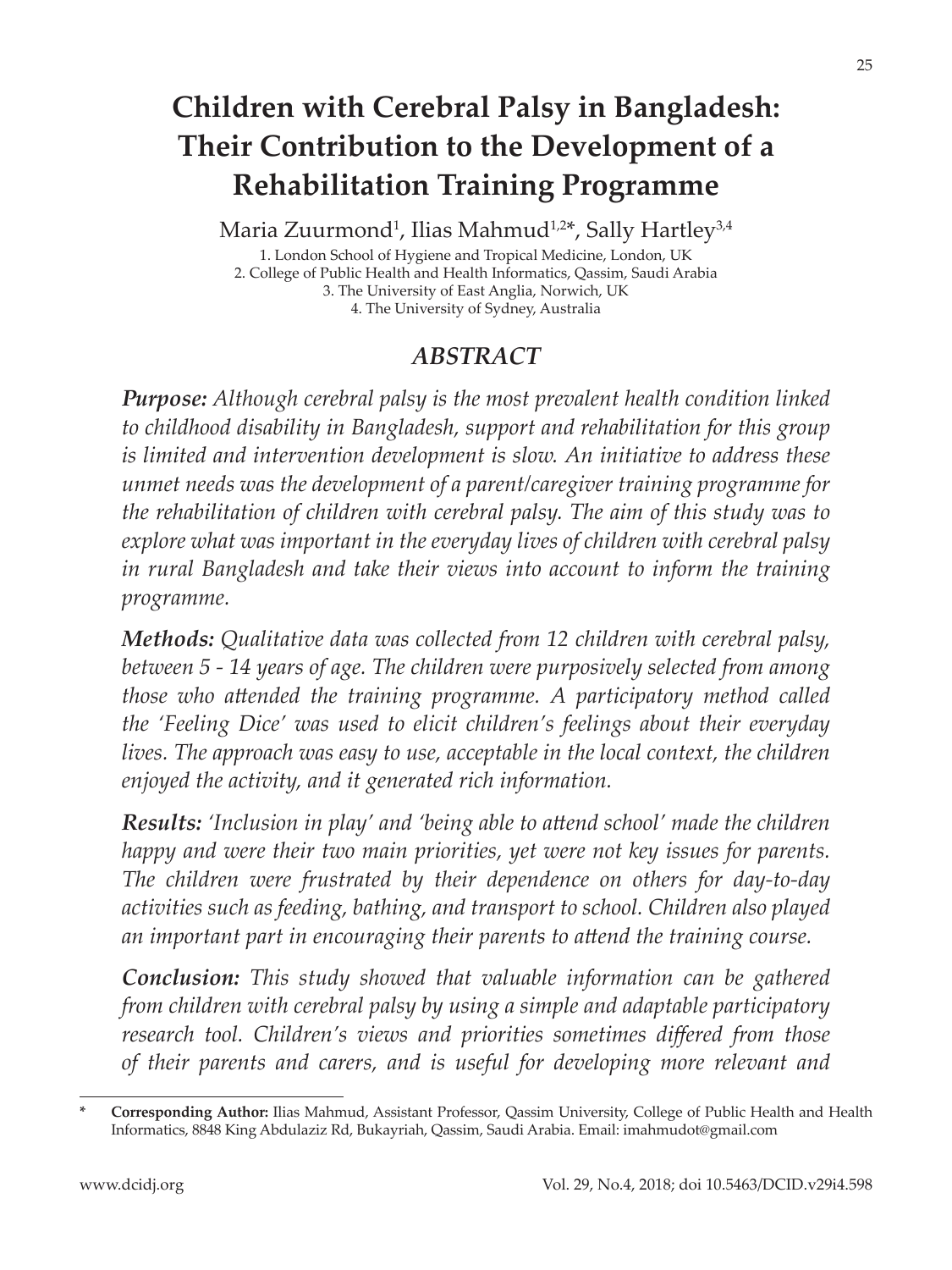# Children with Cerebral Palsy in Bangladesh: Their Contribution to the Development of a Rehabilitation Training Programme

Maria Zuurmond[1], Ilias Mahmud[1,2]*, Sally Hartley[3,4]

1. London School of Hygiene and Tropical Medicine, London, UK
2. College of Public Health and Health Informatics, Qassim, Saudi Arabia
3. The University of East Anglia, Norwich, UK
4. The University of Sydney, Australia

## *ABSTRACT*

***Purpose:*** *Although cerebral palsy is the most prevalent health condition linked to childhood disability in Bangladesh, support and rehabilitation for this group is limited and intervention development is slow. An initiative to address these unmet needs was the development of a parent/caregiver training programme for the rehabilitation of children with cerebral palsy. The aim of this study was to explore what was important in the everyday lives of children with cerebral palsy in rural Bangladesh and take their views into account to inform the training programme.*

***Methods:*** *Qualitative data was collected from 12 children with cerebral palsy, between 5 - 14 years of age. The children were purposively selected from among those who attended the training programme. A participatory method called the 'Feeling Dice' was used to elicit children's feelings about their everyday lives. The approach was easy to use, acceptable in the local context, the children enjoyed the activity, and it generated rich information.*

***Results:*** *'Inclusion in play' and 'being able to attend school' made the children happy and were their two main priorities, yet were not key issues for parents. The children were frustrated by their dependence on others for day-to-day activities such as feeding, bathing, and transport to school. Children also played an important part in encouraging their parents to attend the training course.*

***Conclusion:*** *This study showed that valuable information can be gathered from children with cerebral palsy by using a simple and adaptable participatory research tool. Children's views and priorities sometimes differed from those of their parents and carers, and is useful for developing more relevant and*

---

\* **Corresponding Author:** Ilias Mahmud, Assistant Professor, Qassim University, College of Public Health and Health Informatics, 8848 King Abdulaziz Rd, Bukayriah, Qassim, Saudi Arabia. Email: imahmudot@gmail.com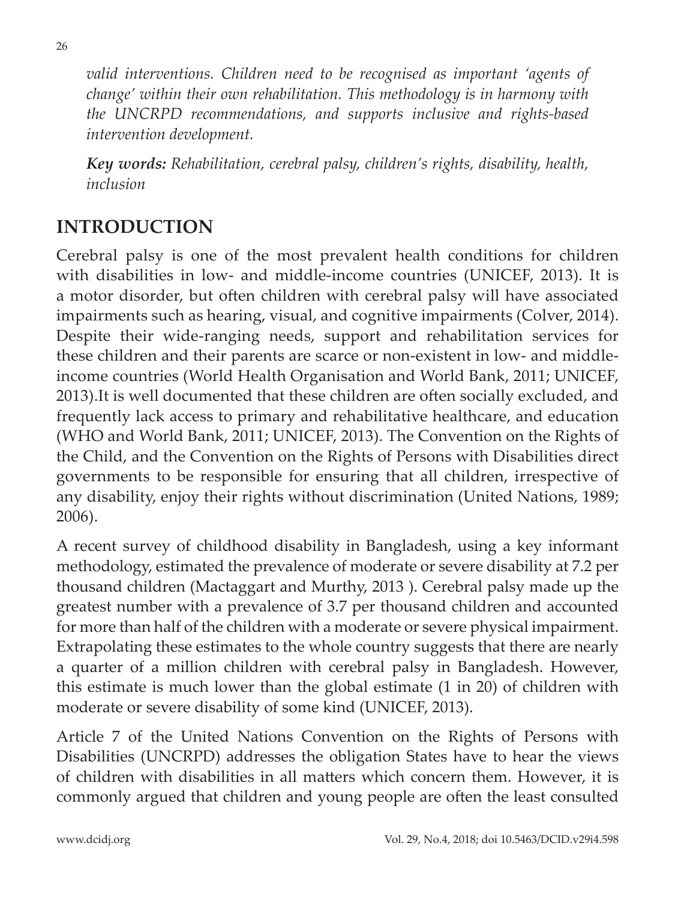*valid interventions. Children need to be recognised as important 'agents of change' within their own rehabilitation. This methodology is in harmony with the UNCRPD recommendations, and supports inclusive and rights-based intervention development.*

***Key words:*** *Rehabilitation, cerebral palsy, children's rights, disability, health, inclusion*

## INTRODUCTION

Cerebral palsy is one of the most prevalent health conditions for children with disabilities in low- and middle-income countries (UNICEF, 2013). It is a motor disorder, but often children with cerebral palsy will have associated impairments such as hearing, visual, and cognitive impairments (Colver, 2014). Despite their wide-ranging needs, support and rehabilitation services for these children and their parents are scarce or non-existent in low- and middle-income countries (World Health Organisation and World Bank, 2011; UNICEF, 2013).It is well documented that these children are often socially excluded, and frequently lack access to primary and rehabilitative healthcare, and education (WHO and World Bank, 2011; UNICEF, 2013). The Convention on the Rights of the Child, and the Convention on the Rights of Persons with Disabilities direct governments to be responsible for ensuring that all children, irrespective of any disability, enjoy their rights without discrimination (United Nations, 1989; 2006).

A recent survey of childhood disability in Bangladesh, using a key informant methodology, estimated the prevalence of moderate or severe disability at 7.2 per thousand children (Mactaggart and Murthy, 2013 ). Cerebral palsy made up the greatest number with a prevalence of 3.7 per thousand children and accounted for more than half of the children with a moderate or severe physical impairment. Extrapolating these estimates to the whole country suggests that there are nearly a quarter of a million children with cerebral palsy in Bangladesh. However, this estimate is much lower than the global estimate (1 in 20) of children with moderate or severe disability of some kind (UNICEF, 2013).

Article 7 of the United Nations Convention on the Rights of Persons with Disabilities (UNCRPD) addresses the obligation States have to hear the views of children with disabilities in all matters which concern them. However, it is commonly argued that children and young people are often the least consulted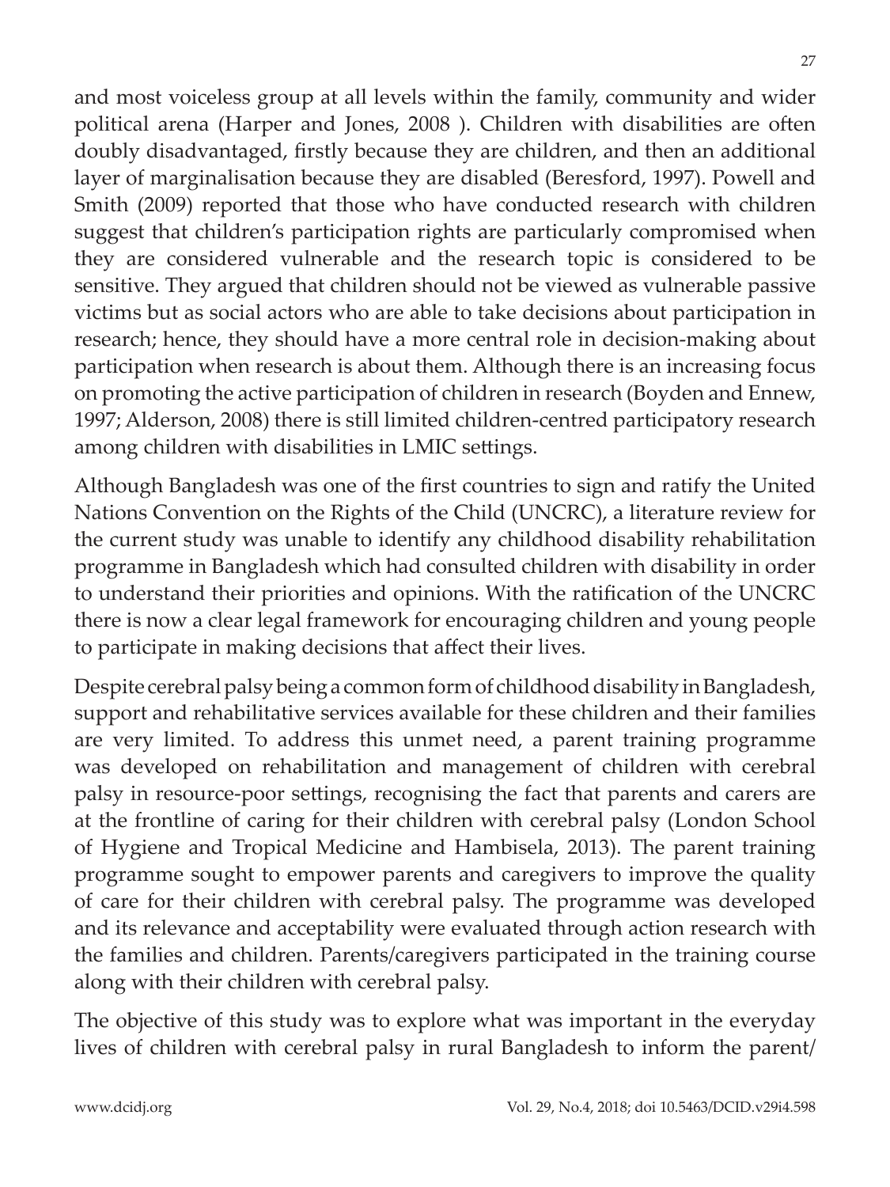and most voiceless group at all levels within the family, community and wider political arena (Harper and Jones, 2008 ). Children with disabilities are often doubly disadvantaged, firstly because they are children, and then an additional layer of marginalisation because they are disabled (Beresford, 1997). Powell and Smith (2009) reported that those who have conducted research with children suggest that children's participation rights are particularly compromised when they are considered vulnerable and the research topic is considered to be sensitive. They argued that children should not be viewed as vulnerable passive victims but as social actors who are able to take decisions about participation in research; hence, they should have a more central role in decision-making about participation when research is about them. Although there is an increasing focus on promoting the active participation of children in research (Boyden and Ennew, 1997; Alderson, 2008) there is still limited children-centred participatory research among children with disabilities in LMIC settings.

Although Bangladesh was one of the first countries to sign and ratify the United Nations Convention on the Rights of the Child (UNCRC), a literature review for the current study was unable to identify any childhood disability rehabilitation programme in Bangladesh which had consulted children with disability in order to understand their priorities and opinions. With the ratification of the UNCRC there is now a clear legal framework for encouraging children and young people to participate in making decisions that affect their lives.

Despite cerebral palsy being a common form of childhood disability in Bangladesh, support and rehabilitative services available for these children and their families are very limited. To address this unmet need, a parent training programme was developed on rehabilitation and management of children with cerebral palsy in resource-poor settings, recognising the fact that parents and carers are at the frontline of caring for their children with cerebral palsy (London School of Hygiene and Tropical Medicine and Hambisela, 2013). The parent training programme sought to empower parents and caregivers to improve the quality of care for their children with cerebral palsy. The programme was developed and its relevance and acceptability were evaluated through action research with the families and children. Parents/caregivers participated in the training course along with their children with cerebral palsy.

The objective of this study was to explore what was important in the everyday lives of children with cerebral palsy in rural Bangladesh to inform the parent/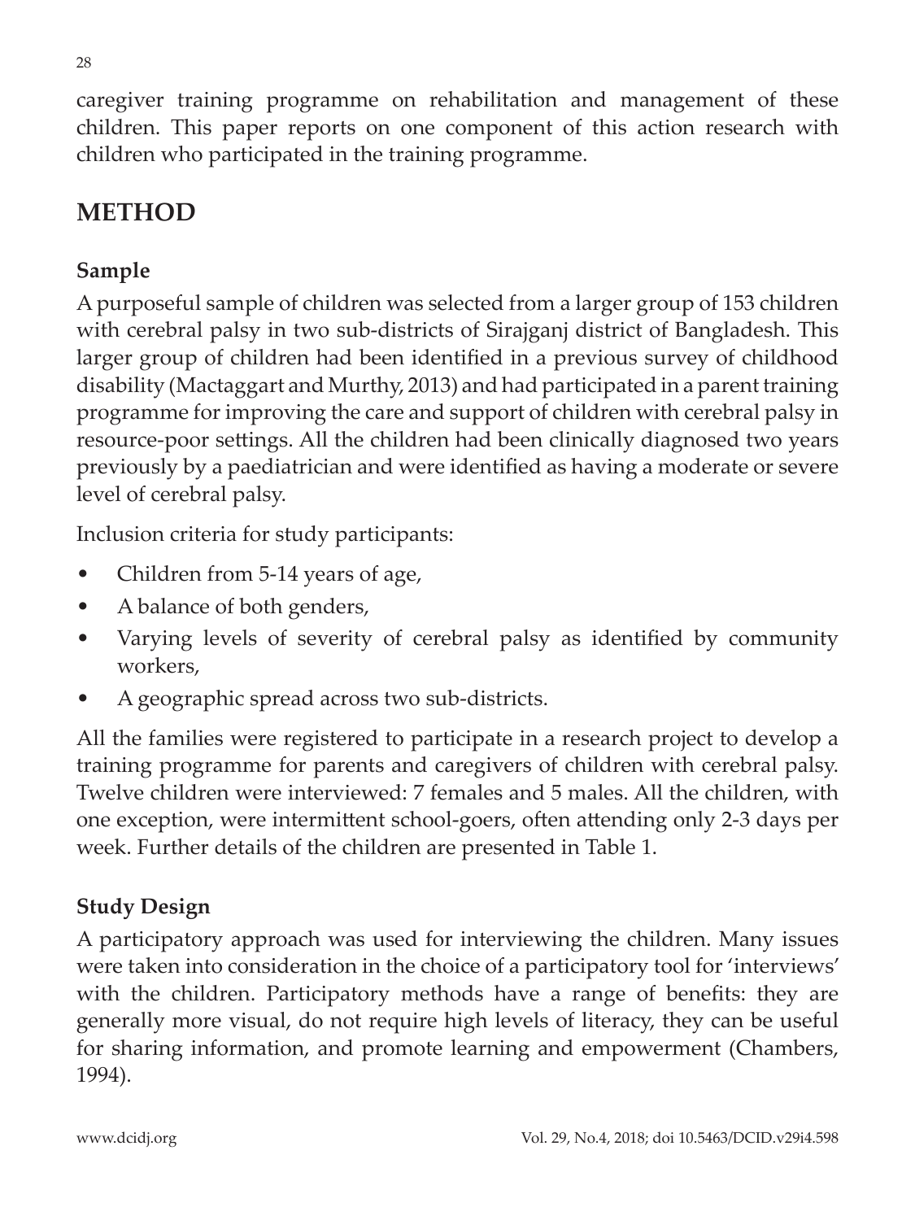caregiver training programme on rehabilitation and management of these children. This paper reports on one component of this action research with children who participated in the training programme.

## METHOD

### Sample

A purposeful sample of children was selected from a larger group of 153 children with cerebral palsy in two sub-districts of Sirajganj district of Bangladesh. This larger group of children had been identified in a previous survey of childhood disability (Mactaggart and Murthy, 2013) and had participated in a parent training programme for improving the care and support of children with cerebral palsy in resource-poor settings. All the children had been clinically diagnosed two years previously by a paediatrician and were identified as having a moderate or severe level of cerebral palsy.

Inclusion criteria for study participants:

- Children from 5-14 years of age,
- A balance of both genders,
- Varying levels of severity of cerebral palsy as identified by community workers,
- A geographic spread across two sub-districts.

All the families were registered to participate in a research project to develop a training programme for parents and caregivers of children with cerebral palsy. Twelve children were interviewed: 7 females and 5 males. All the children, with one exception, were intermittent school-goers, often attending only 2-3 days per week. Further details of the children are presented in Table 1.

### Study Design

A participatory approach was used for interviewing the children. Many issues were taken into consideration in the choice of a participatory tool for 'interviews' with the children. Participatory methods have a range of benefits: they are generally more visual, do not require high levels of literacy, they can be useful for sharing information, and promote learning and empowerment (Chambers, 1994).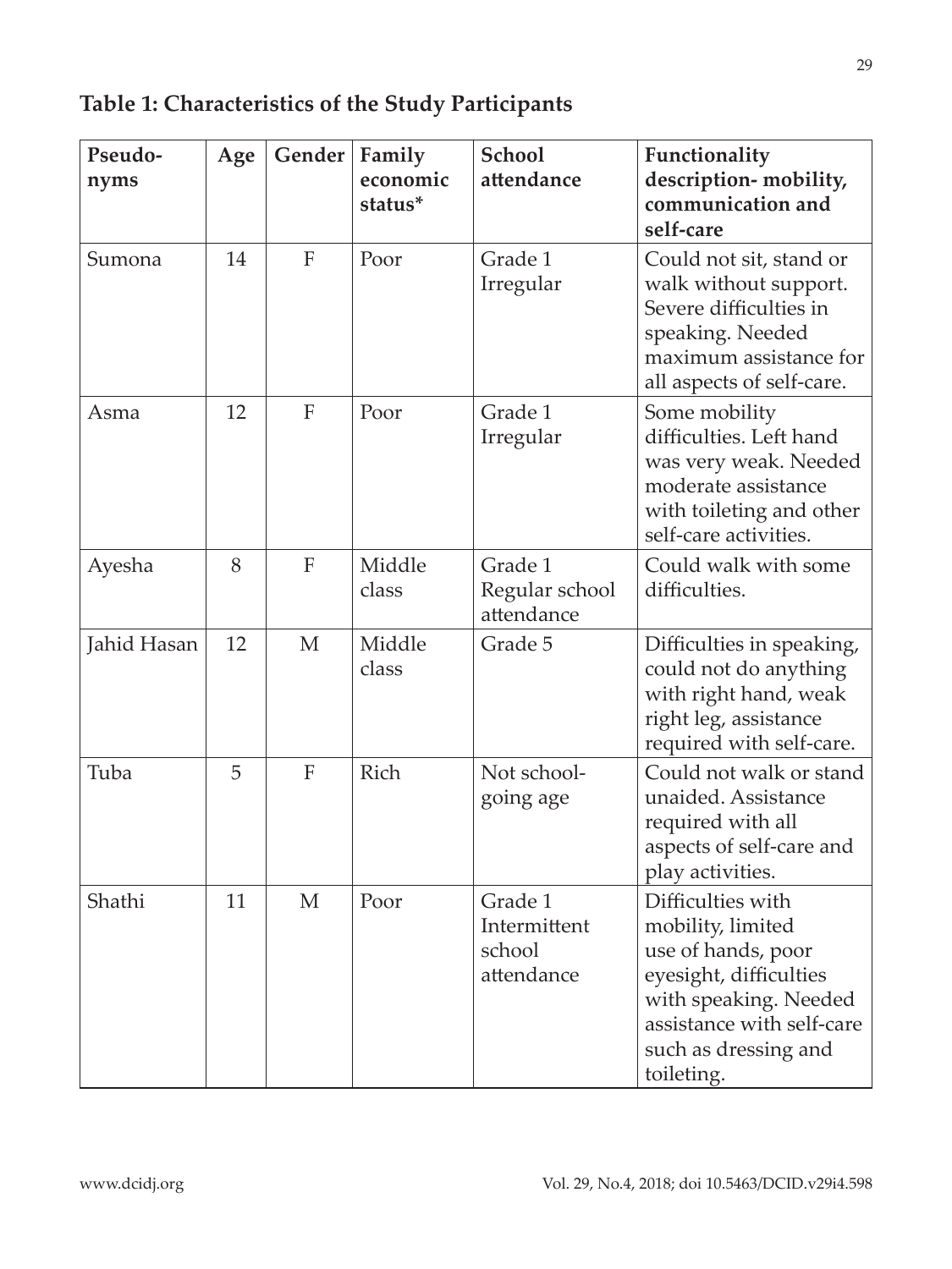**Table 1: Characteristics of the Study Participants**

| Pseudo-nyms | Age | Gender | Family economic status* | School attendance | Functionality description- mobility, communication and self-care |
|---|---|---|---|---|---|
| Sumona | 14 | F | Poor | Grade 1 Irregular | Could not sit, stand or walk without support. Severe difficulties in speaking. Needed maximum assistance for all aspects of self-care. |
| Asma | 12 | F | Poor | Grade 1 Irregular | Some mobility difficulties. Left hand was very weak. Needed moderate assistance with toileting and other self-care activities. |
| Ayesha | 8 | F | Middle class | Grade 1 Regular school attendance | Could walk with some difficulties. |
| Jahid Hasan | 12 | M | Middle class | Grade 5 | Difficulties in speaking, could not do anything with right hand, weak right leg, assistance required with self-care. |
| Tuba | 5 | F | Rich | Not school-going age | Could not walk or stand unaided. Assistance required with all aspects of self-care and play activities. |
| Shathi | 11 | M | Poor | Grade 1 Intermittent school attendance | Difficulties with mobility, limited use of hands, poor eyesight, difficulties with speaking. Needed assistance with self-care such as dressing and toileting. |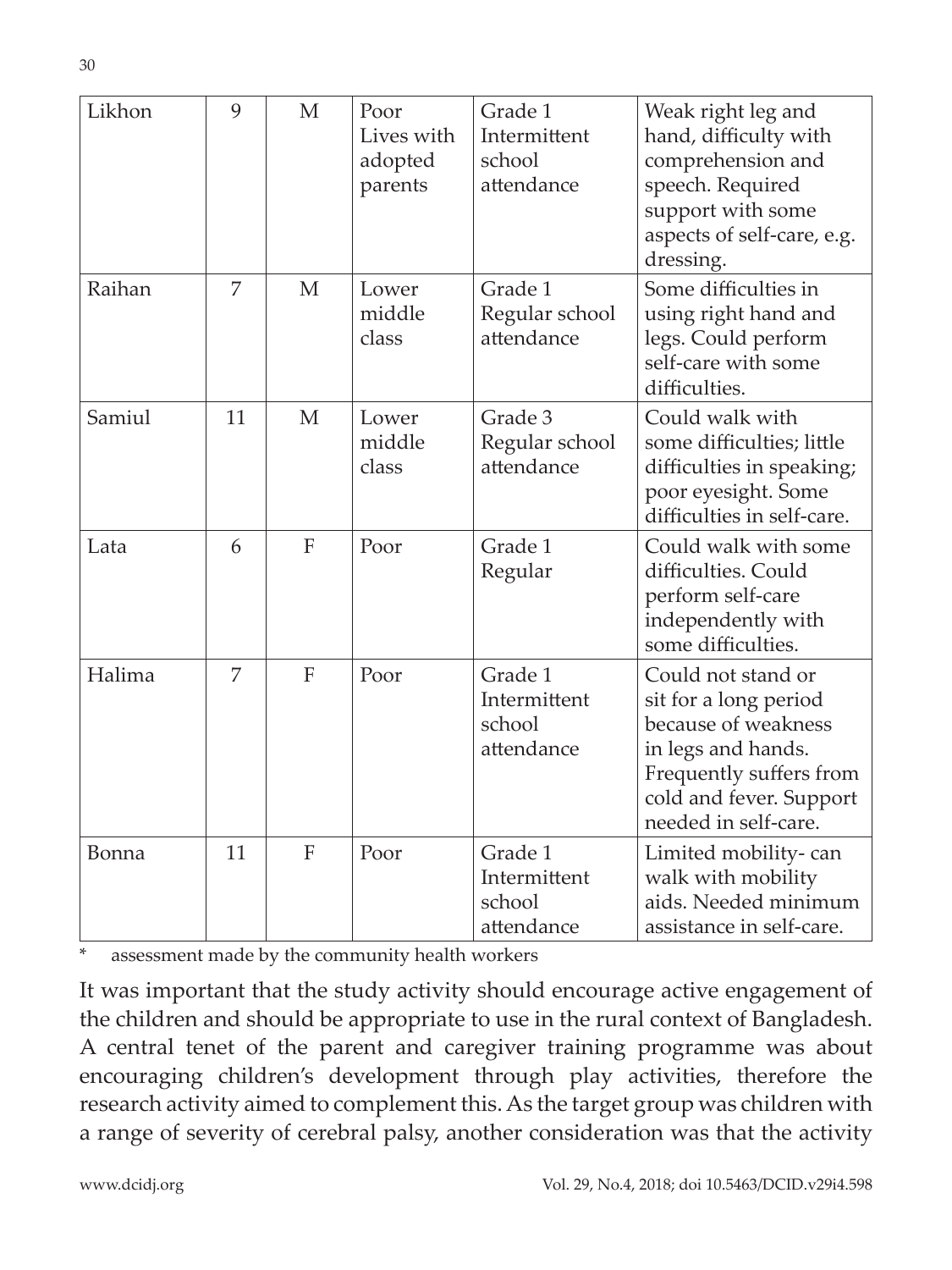| Likhon | 9 | M | Poor Lives with adopted parents | Grade 1 Intermittent school attendance | Weak right leg and hand, difficulty with comprehension and speech. Required support with some aspects of self-care, e.g. dressing. |
|---|---|---|---|---|---|
| Raihan | 7 | M | Lower middle class | Grade 1 Regular school attendance | Some difficulties in using right hand and legs. Could perform self-care with some difficulties. |
| Samiul | 11 | M | Lower middle class | Grade 3 Regular school attendance | Could walk with some difficulties; little difficulties in speaking; poor eyesight. Some difficulties in self-care. |
| Lata | 6 | F | Poor | Grade 1 Regular | Could walk with some difficulties. Could perform self-care independently with some difficulties. |
| Halima | 7 | F | Poor | Grade 1 Intermittent school attendance | Could not stand or sit for a long period because of weakness in legs and hands. Frequently suffers from cold and fever. Support needed in self-care. |
| Bonna | 11 | F | Poor | Grade 1 Intermittent school attendance | Limited mobility- can walk with mobility aids. Needed minimum assistance in self-care. |

\* assessment made by the community health workers

It was important that the study activity should encourage active engagement of the children and should be appropriate to use in the rural context of Bangladesh. A central tenet of the parent and caregiver training programme was about encouraging children's development through play activities, therefore the research activity aimed to complement this. As the target group was children with a range of severity of cerebral palsy, another consideration was that the activity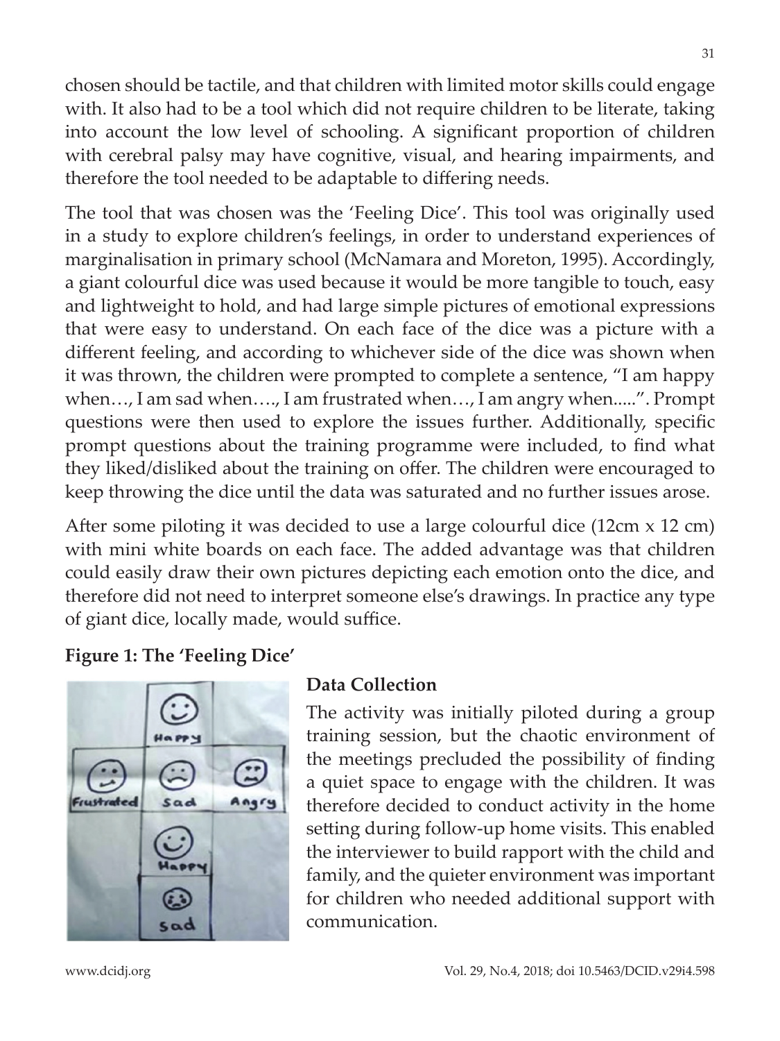chosen should be tactile, and that children with limited motor skills could engage with. It also had to be a tool which did not require children to be literate, taking into account the low level of schooling. A significant proportion of children with cerebral palsy may have cognitive, visual, and hearing impairments, and therefore the tool needed to be adaptable to differing needs.

The tool that was chosen was the 'Feeling Dice'. This tool was originally used in a study to explore children's feelings, in order to understand experiences of marginalisation in primary school (McNamara and Moreton, 1995). Accordingly, a giant colourful dice was used because it would be more tangible to touch, easy and lightweight to hold, and had large simple pictures of emotional expressions that were easy to understand. On each face of the dice was a picture with a different feeling, and according to whichever side of the dice was shown when it was thrown, the children were prompted to complete a sentence, "I am happy when…, I am sad when…., I am frustrated when…, I am angry when.....". Prompt questions were then used to explore the issues further. Additionally, specific prompt questions about the training programme were included, to find what they liked/disliked about the training on offer. The children were encouraged to keep throwing the dice until the data was saturated and no further issues arose.

After some piloting it was decided to use a large colourful dice (12cm x 12 cm) with mini white boards on each face. The added advantage was that children could easily draw their own pictures depicting each emotion onto the dice, and therefore did not need to interpret someone else's drawings. In practice any type of giant dice, locally made, would suffice.

**Figure 1: The 'Feeling Dice'**

### Data Collection

The activity was initially piloted during a group training session, but the chaotic environment of the meetings precluded the possibility of finding a quiet space to engage with the children. It was therefore decided to conduct activity in the home setting during follow-up home visits. This enabled the interviewer to build rapport with the child and family, and the quieter environment was important for children who needed additional support with communication.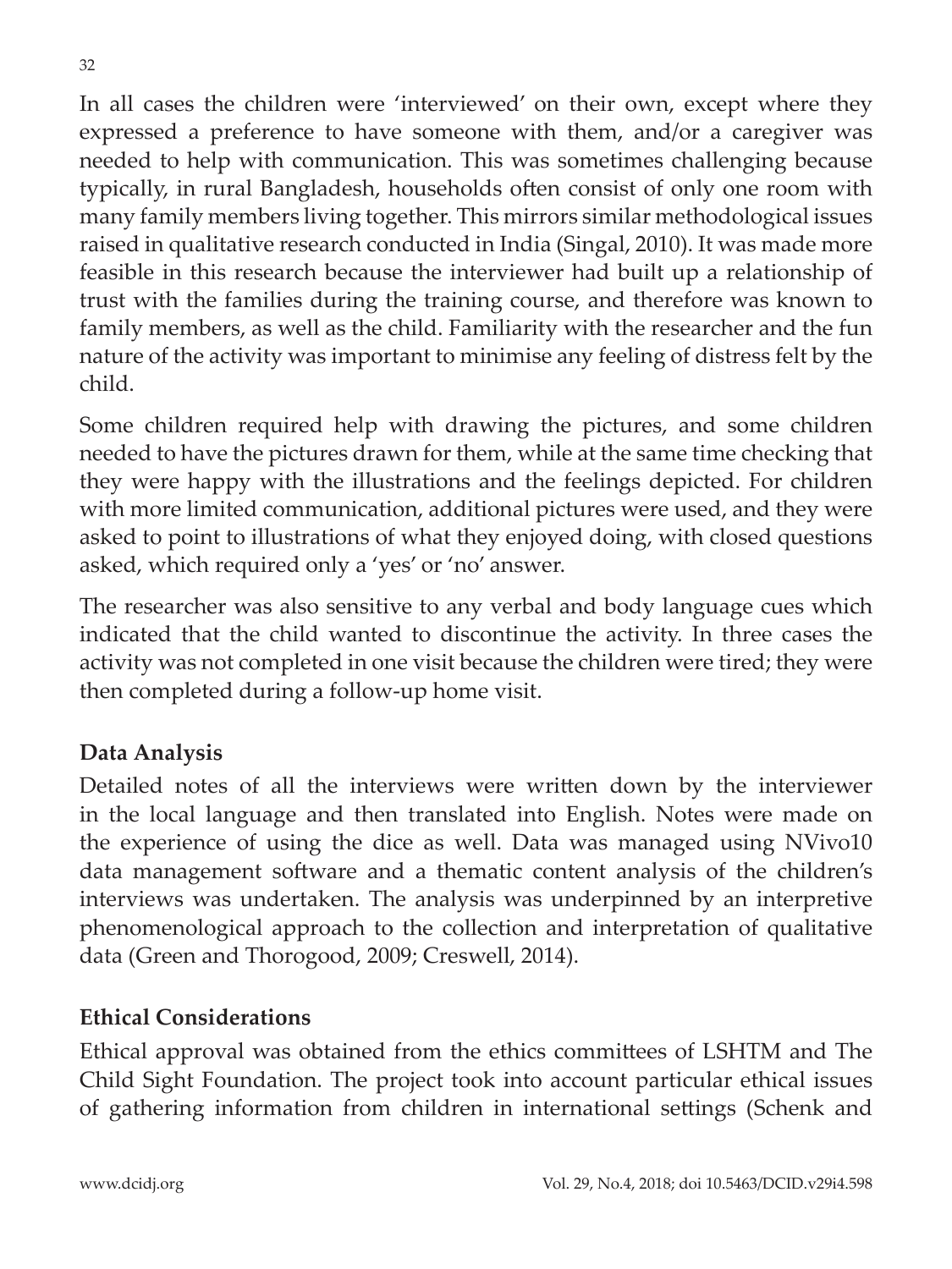In all cases the children were 'interviewed' on their own, except where they expressed a preference to have someone with them, and/or a caregiver was needed to help with communication. This was sometimes challenging because typically, in rural Bangladesh, households often consist of only one room with many family members living together. This mirrors similar methodological issues raised in qualitative research conducted in India (Singal, 2010). It was made more feasible in this research because the interviewer had built up a relationship of trust with the families during the training course, and therefore was known to family members, as well as the child. Familiarity with the researcher and the fun nature of the activity was important to minimise any feeling of distress felt by the child.

Some children required help with drawing the pictures, and some children needed to have the pictures drawn for them, while at the same time checking that they were happy with the illustrations and the feelings depicted. For children with more limited communication, additional pictures were used, and they were asked to point to illustrations of what they enjoyed doing, with closed questions asked, which required only a 'yes' or 'no' answer.

The researcher was also sensitive to any verbal and body language cues which indicated that the child wanted to discontinue the activity. In three cases the activity was not completed in one visit because the children were tired; they were then completed during a follow-up home visit.

## Data Analysis

Detailed notes of all the interviews were written down by the interviewer in the local language and then translated into English. Notes were made on the experience of using the dice as well. Data was managed using NVivo10 data management software and a thematic content analysis of the children's interviews was undertaken. The analysis was underpinned by an interpretive phenomenological approach to the collection and interpretation of qualitative data (Green and Thorogood, 2009; Creswell, 2014).

## Ethical Considerations

Ethical approval was obtained from the ethics committees of LSHTM and The Child Sight Foundation. The project took into account particular ethical issues of gathering information from children in international settings (Schenk and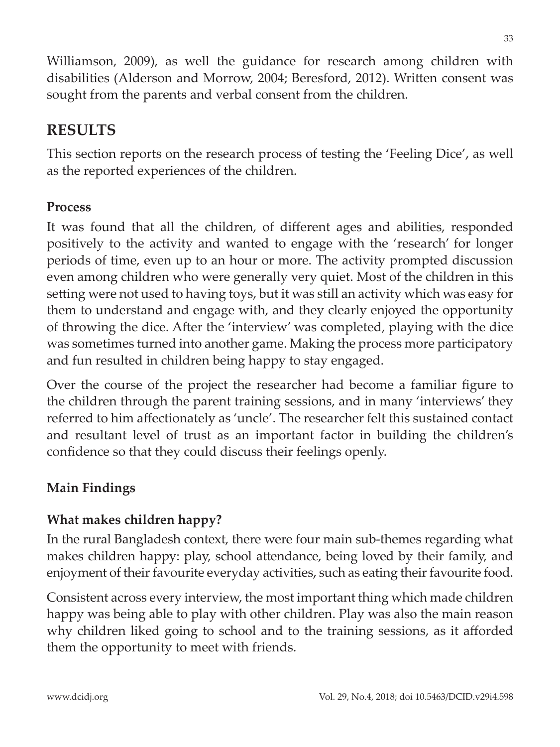Williamson, 2009), as well the guidance for research among children with disabilities (Alderson and Morrow, 2004; Beresford, 2012). Written consent was sought from the parents and verbal consent from the children.

## RESULTS

This section reports on the research process of testing the 'Feeling Dice', as well as the reported experiences of the children.

### Process

It was found that all the children, of different ages and abilities, responded positively to the activity and wanted to engage with the 'research' for longer periods of time, even up to an hour or more. The activity prompted discussion even among children who were generally very quiet. Most of the children in this setting were not used to having toys, but it was still an activity which was easy for them to understand and engage with, and they clearly enjoyed the opportunity of throwing the dice. After the 'interview' was completed, playing with the dice was sometimes turned into another game. Making the process more participatory and fun resulted in children being happy to stay engaged.

Over the course of the project the researcher had become a familiar figure to the children through the parent training sessions, and in many 'interviews' they referred to him affectionately as 'uncle'. The researcher felt this sustained contact and resultant level of trust as an important factor in building the children's confidence so that they could discuss their feelings openly.

### Main Findings

### What makes children happy?

In the rural Bangladesh context, there were four main sub-themes regarding what makes children happy: play, school attendance, being loved by their family, and enjoyment of their favourite everyday activities, such as eating their favourite food.

Consistent across every interview, the most important thing which made children happy was being able to play with other children. Play was also the main reason why children liked going to school and to the training sessions, as it afforded them the opportunity to meet with friends.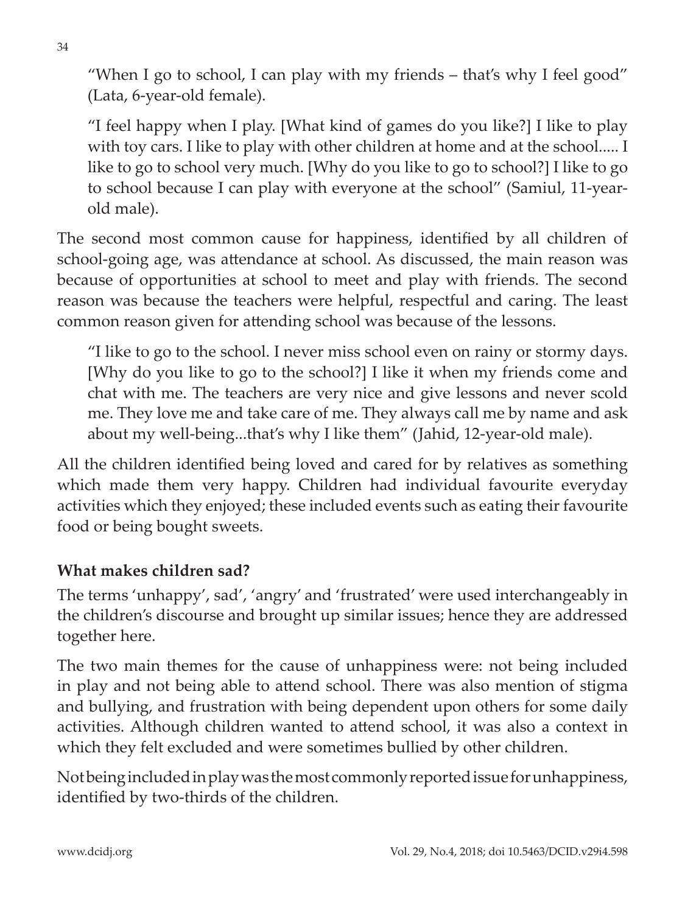"When I go to school, I can play with my friends – that's why I feel good" (Lata, 6-year-old female).

"I feel happy when I play. [What kind of games do you like?] I like to play with toy cars. I like to play with other children at home and at the school..... I like to go to school very much. [Why do you like to go to school?] I like to go to school because I can play with everyone at the school" (Samiul, 11-year-old male).

The second most common cause for happiness, identified by all children of school-going age, was attendance at school. As discussed, the main reason was because of opportunities at school to meet and play with friends. The second reason was because the teachers were helpful, respectful and caring. The least common reason given for attending school was because of the lessons.

"I like to go to the school. I never miss school even on rainy or stormy days. [Why do you like to go to the school?] I like it when my friends come and chat with me. The teachers are very nice and give lessons and never scold me. They love me and take care of me. They always call me by name and ask about my well-being...that's why I like them" (Jahid, 12-year-old male).

All the children identified being loved and cared for by relatives as something which made them very happy. Children had individual favourite everyday activities which they enjoyed; these included events such as eating their favourite food or being bought sweets.

### What makes children sad?

The terms 'unhappy', sad', 'angry' and 'frustrated' were used interchangeably in the children's discourse and brought up similar issues; hence they are addressed together here.

The two main themes for the cause of unhappiness were: not being included in play and not being able to attend school. There was also mention of stigma and bullying, and frustration with being dependent upon others for some daily activities. Although children wanted to attend school, it was also a context in which they felt excluded and were sometimes bullied by other children.

Not being included in play was the most commonly reported issue for unhappiness, identified by two-thirds of the children.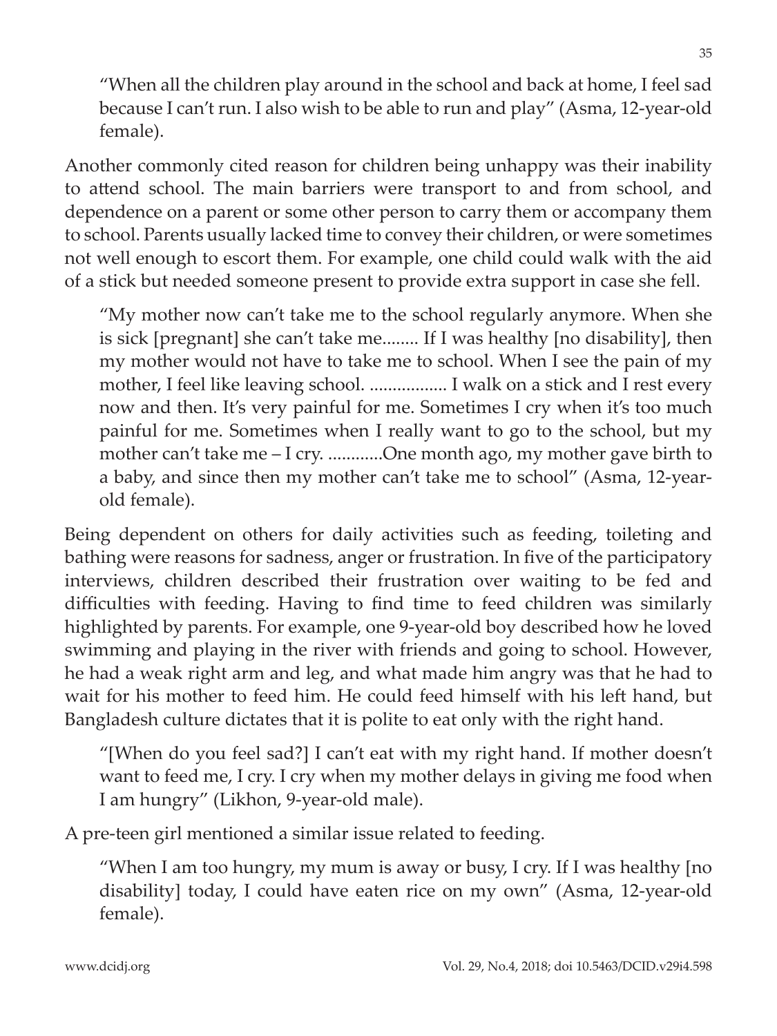> "When all the children play around in the school and back at home, I feel sad because I can't run. I also wish to be able to run and play" (Asma, 12-year-old female).

Another commonly cited reason for children being unhappy was their inability to attend school. The main barriers were transport to and from school, and dependence on a parent or some other person to carry them or accompany them to school. Parents usually lacked time to convey their children, or were sometimes not well enough to escort them. For example, one child could walk with the aid of a stick but needed someone present to provide extra support in case she fell.

> "My mother now can't take me to the school regularly anymore. When she is sick [pregnant] she can't take me........ If I was healthy [no disability], then my mother would not have to take me to school. When I see the pain of my mother, I feel like leaving school. ................. I walk on a stick and I rest every now and then. It's very painful for me. Sometimes I cry when it's too much painful for me. Sometimes when I really want to go to the school, but my mother can't take me – I cry. ............One month ago, my mother gave birth to a baby, and since then my mother can't take me to school" (Asma, 12-year-old female).

Being dependent on others for daily activities such as feeding, toileting and bathing were reasons for sadness, anger or frustration. In five of the participatory interviews, children described their frustration over waiting to be fed and difficulties with feeding. Having to find time to feed children was similarly highlighted by parents. For example, one 9-year-old boy described how he loved swimming and playing in the river with friends and going to school. However, he had a weak right arm and leg, and what made him angry was that he had to wait for his mother to feed him. He could feed himself with his left hand, but Bangladesh culture dictates that it is polite to eat only with the right hand.

> "[When do you feel sad?] I can't eat with my right hand. If mother doesn't want to feed me, I cry. I cry when my mother delays in giving me food when I am hungry" (Likhon, 9-year-old male).

A pre-teen girl mentioned a similar issue related to feeding.

> "When I am too hungry, my mum is away or busy, I cry. If I was healthy [no disability] today, I could have eaten rice on my own" (Asma, 12-year-old female).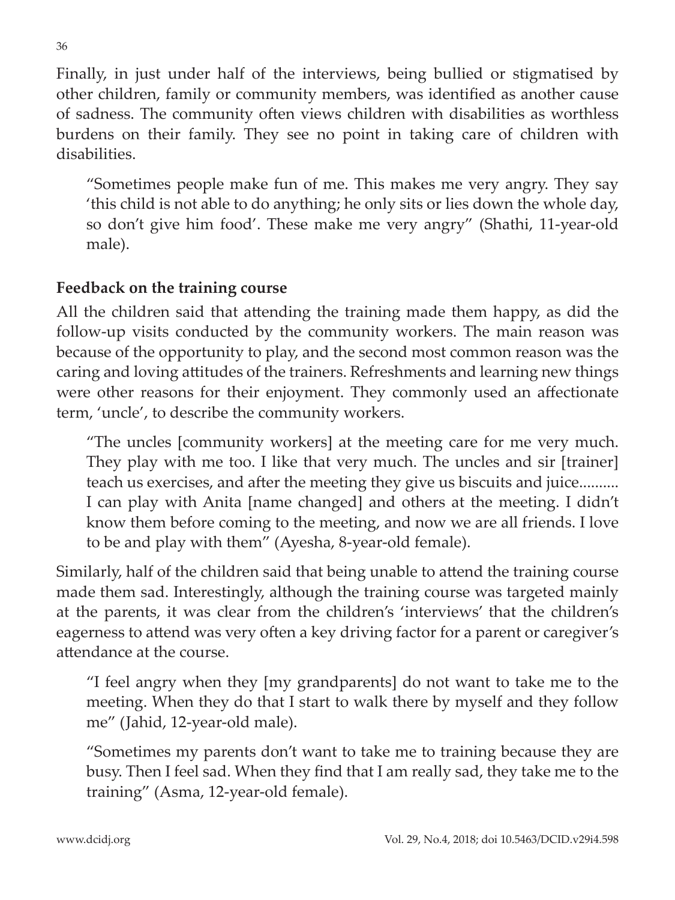Finally, in just under half of the interviews, being bullied or stigmatised by other children, family or community members, was identified as another cause of sadness. The community often views children with disabilities as worthless burdens on their family. They see no point in taking care of children with disabilities.

> "Sometimes people make fun of me. This makes me very angry. They say 'this child is not able to do anything; he only sits or lies down the whole day, so don't give him food'. These make me very angry" (Shathi, 11-year-old male).

**Feedback on the training course**

All the children said that attending the training made them happy, as did the follow-up visits conducted by the community workers. The main reason was because of the opportunity to play, and the second most common reason was the caring and loving attitudes of the trainers. Refreshments and learning new things were other reasons for their enjoyment. They commonly used an affectionate term, 'uncle', to describe the community workers.

> "The uncles [community workers] at the meeting care for me very much. They play with me too. I like that very much. The uncles and sir [trainer] teach us exercises, and after the meeting they give us biscuits and juice.......... I can play with Anita [name changed] and others at the meeting. I didn't know them before coming to the meeting, and now we are all friends. I love to be and play with them" (Ayesha, 8-year-old female).

Similarly, half of the children said that being unable to attend the training course made them sad. Interestingly, although the training course was targeted mainly at the parents, it was clear from the children's 'interviews' that the children's eagerness to attend was very often a key driving factor for a parent or caregiver's attendance at the course.

> "I feel angry when they [my grandparents] do not want to take me to the meeting. When they do that I start to walk there by myself and they follow me" (Jahid, 12-year-old male).

> "Sometimes my parents don't want to take me to training because they are busy. Then I feel sad. When they find that I am really sad, they take me to the training" (Asma, 12-year-old female).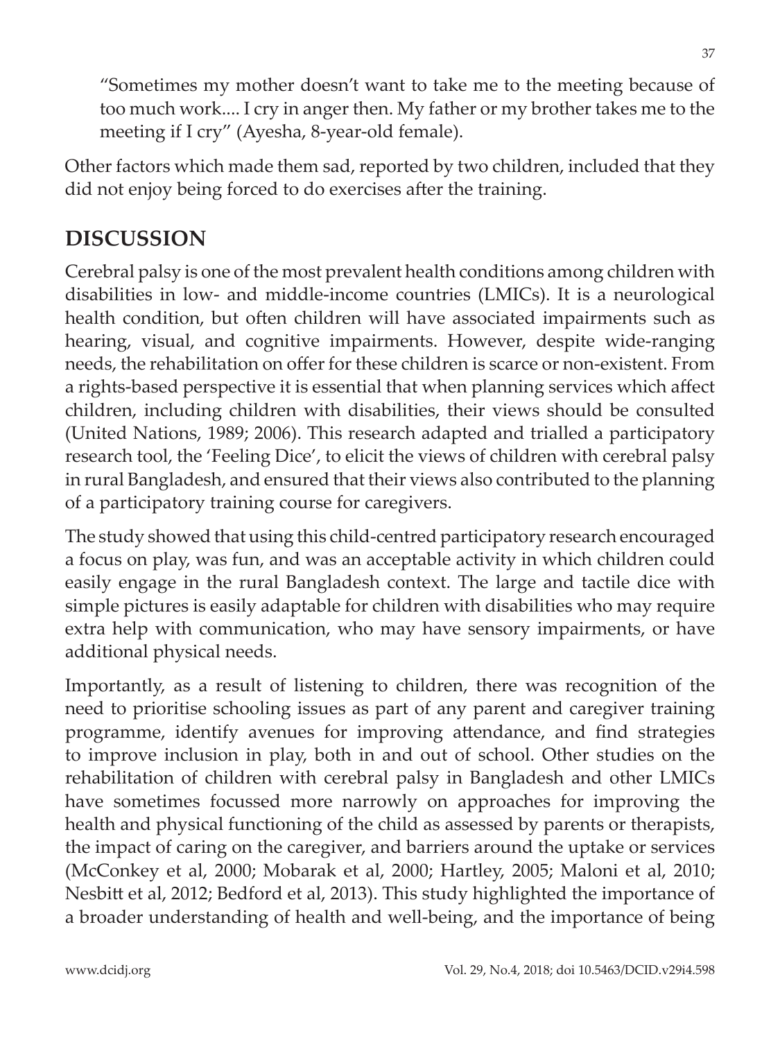> "Sometimes my mother doesn't want to take me to the meeting because of too much work.... I cry in anger then. My father or my brother takes me to the meeting if I cry" (Ayesha, 8-year-old female).

Other factors which made them sad, reported by two children, included that they did not enjoy being forced to do exercises after the training.

## DISCUSSION

Cerebral palsy is one of the most prevalent health conditions among children with disabilities in low- and middle-income countries (LMICs). It is a neurological health condition, but often children will have associated impairments such as hearing, visual, and cognitive impairments. However, despite wide-ranging needs, the rehabilitation on offer for these children is scarce or non-existent. From a rights-based perspective it is essential that when planning services which affect children, including children with disabilities, their views should be consulted (United Nations, 1989; 2006). This research adapted and trialled a participatory research tool, the 'Feeling Dice', to elicit the views of children with cerebral palsy in rural Bangladesh, and ensured that their views also contributed to the planning of a participatory training course for caregivers.

The study showed that using this child-centred participatory research encouraged a focus on play, was fun, and was an acceptable activity in which children could easily engage in the rural Bangladesh context. The large and tactile dice with simple pictures is easily adaptable for children with disabilities who may require extra help with communication, who may have sensory impairments, or have additional physical needs.

Importantly, as a result of listening to children, there was recognition of the need to prioritise schooling issues as part of any parent and caregiver training programme, identify avenues for improving attendance, and find strategies to improve inclusion in play, both in and out of school. Other studies on the rehabilitation of children with cerebral palsy in Bangladesh and other LMICs have sometimes focussed more narrowly on approaches for improving the health and physical functioning of the child as assessed by parents or therapists, the impact of caring on the caregiver, and barriers around the uptake or services (McConkey et al, 2000; Mobarak et al, 2000; Hartley, 2005; Maloni et al, 2010; Nesbitt et al, 2012; Bedford et al, 2013). This study highlighted the importance of a broader understanding of health and well-being, and the importance of being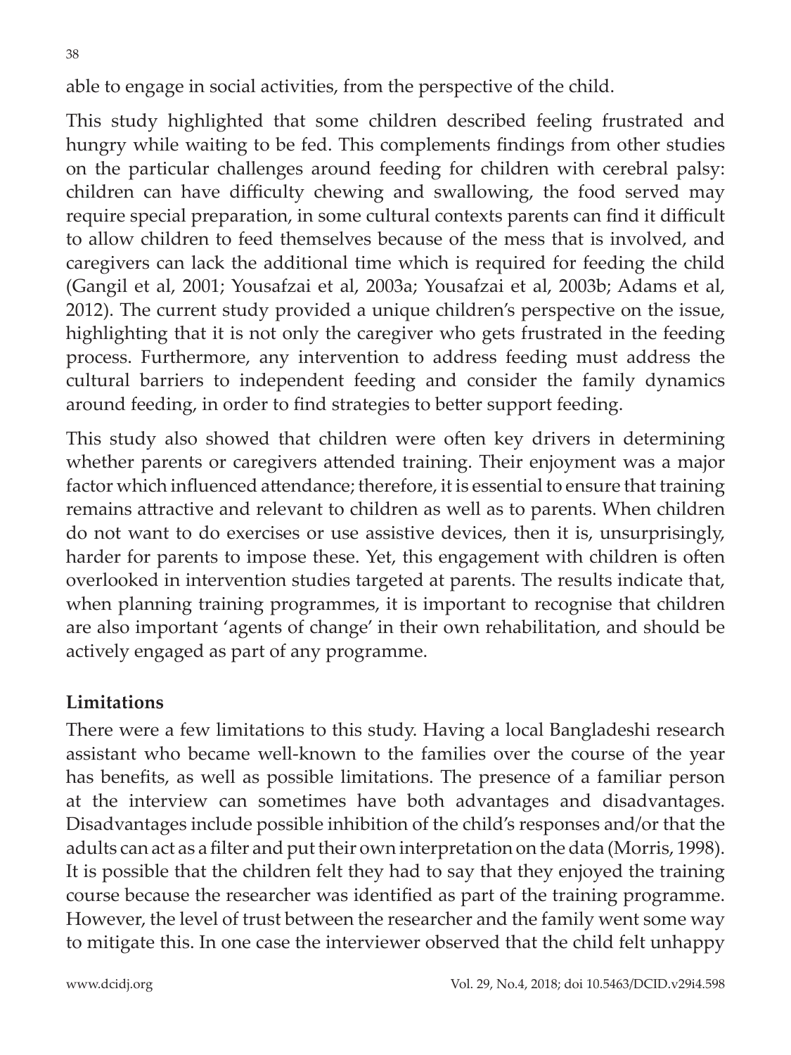able to engage in social activities, from the perspective of the child.

This study highlighted that some children described feeling frustrated and hungry while waiting to be fed. This complements findings from other studies on the particular challenges around feeding for children with cerebral palsy: children can have difficulty chewing and swallowing, the food served may require special preparation, in some cultural contexts parents can find it difficult to allow children to feed themselves because of the mess that is involved, and caregivers can lack the additional time which is required for feeding the child (Gangil et al, 2001; Yousafzai et al, 2003a; Yousafzai et al, 2003b; Adams et al, 2012). The current study provided a unique children's perspective on the issue, highlighting that it is not only the caregiver who gets frustrated in the feeding process. Furthermore, any intervention to address feeding must address the cultural barriers to independent feeding and consider the family dynamics around feeding, in order to find strategies to better support feeding.

This study also showed that children were often key drivers in determining whether parents or caregivers attended training. Their enjoyment was a major factor which influenced attendance; therefore, it is essential to ensure that training remains attractive and relevant to children as well as to parents. When children do not want to do exercises or use assistive devices, then it is, unsurprisingly, harder for parents to impose these. Yet, this engagement with children is often overlooked in intervention studies targeted at parents. The results indicate that, when planning training programmes, it is important to recognise that children are also important 'agents of change' in their own rehabilitation, and should be actively engaged as part of any programme.

**Limitations**

There were a few limitations to this study. Having a local Bangladeshi research assistant who became well-known to the families over the course of the year has benefits, as well as possible limitations. The presence of a familiar person at the interview can sometimes have both advantages and disadvantages. Disadvantages include possible inhibition of the child's responses and/or that the adults can act as a filter and put their own interpretation on the data (Morris, 1998). It is possible that the children felt they had to say that they enjoyed the training course because the researcher was identified as part of the training programme. However, the level of trust between the researcher and the family went some way to mitigate this. In one case the interviewer observed that the child felt unhappy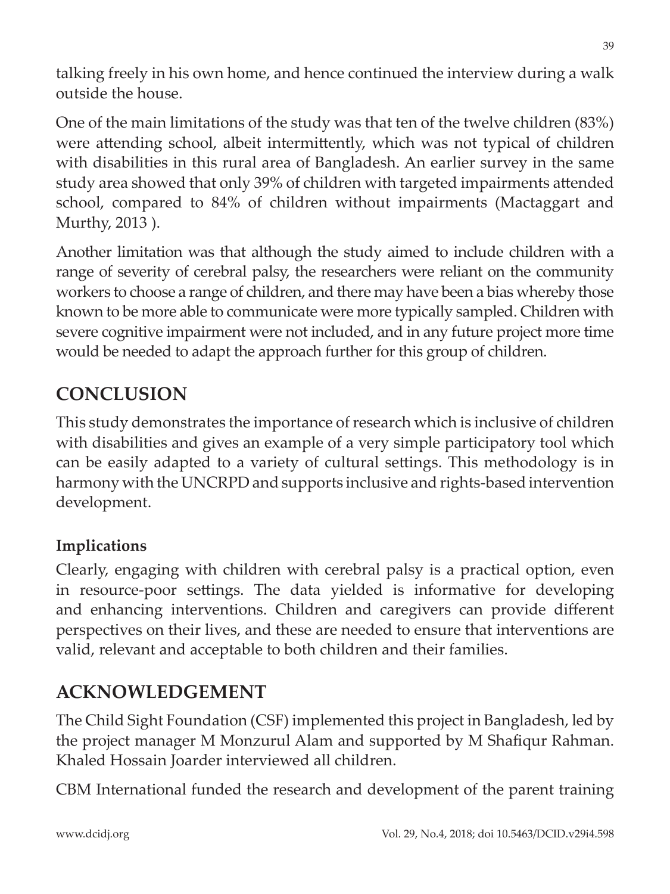talking freely in his own home, and hence continued the interview during a walk outside the house.

One of the main limitations of the study was that ten of the twelve children (83%) were attending school, albeit intermittently, which was not typical of children with disabilities in this rural area of Bangladesh. An earlier survey in the same study area showed that only 39% of children with targeted impairments attended school, compared to 84% of children without impairments (Mactaggart and Murthy, 2013 ).

Another limitation was that although the study aimed to include children with a range of severity of cerebral palsy, the researchers were reliant on the community workers to choose a range of children, and there may have been a bias whereby those known to be more able to communicate were more typically sampled. Children with severe cognitive impairment were not included, and in any future project more time would be needed to adapt the approach further for this group of children.

## CONCLUSION

This study demonstrates the importance of research which is inclusive of children with disabilities and gives an example of a very simple participatory tool which can be easily adapted to a variety of cultural settings. This methodology is in harmony with the UNCRPD and supports inclusive and rights-based intervention development.

### Implications

Clearly, engaging with children with cerebral palsy is a practical option, even in resource-poor settings. The data yielded is informative for developing and enhancing interventions. Children and caregivers can provide different perspectives on their lives, and these are needed to ensure that interventions are valid, relevant and acceptable to both children and their families.

## ACKNOWLEDGEMENT

The Child Sight Foundation (CSF) implemented this project in Bangladesh, led by the project manager M Monzurul Alam and supported by M Shafiqur Rahman. Khaled Hossain Joarder interviewed all children.

CBM International funded the research and development of the parent training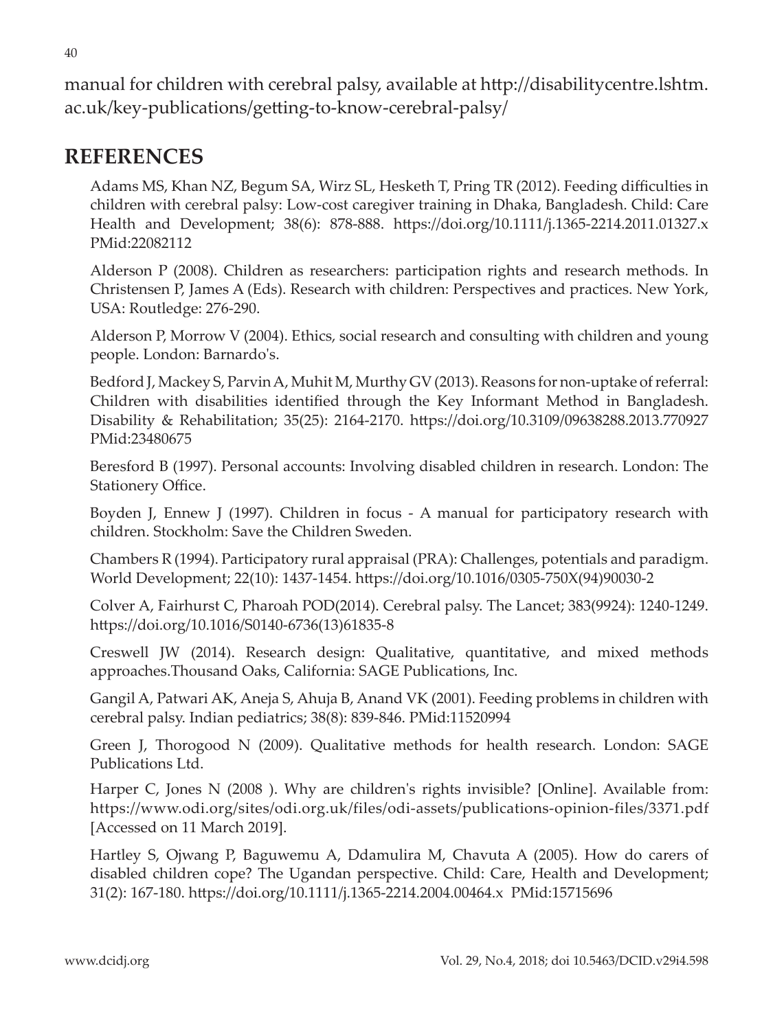manual for children with cerebral palsy, available at http://disabilitycentre.lshtm.ac.uk/key-publications/getting-to-know-cerebral-palsy/

## REFERENCES

Adams MS, Khan NZ, Begum SA, Wirz SL, Hesketh T, Pring TR (2012). Feeding difficulties in children with cerebral palsy: Low-cost caregiver training in Dhaka, Bangladesh. Child: Care Health and Development; 38(6): 878-888. https://doi.org/10.1111/j.1365-2214.2011.01327.x PMid:22082112

Alderson P (2008). Children as researchers: participation rights and research methods. In Christensen P, James A (Eds). Research with children: Perspectives and practices. New York, USA: Routledge: 276-290.

Alderson P, Morrow V (2004). Ethics, social research and consulting with children and young people. London: Barnardo's.

Bedford J, Mackey S, Parvin A, Muhit M, Murthy GV (2013). Reasons for non-uptake of referral: Children with disabilities identified through the Key Informant Method in Bangladesh. Disability & Rehabilitation; 35(25): 2164-2170. https://doi.org/10.3109/09638288.2013.770927 PMid:23480675

Beresford B (1997). Personal accounts: Involving disabled children in research. London: The Stationery Office.

Boyden J, Ennew J (1997). Children in focus - A manual for participatory research with children. Stockholm: Save the Children Sweden.

Chambers R (1994). Participatory rural appraisal (PRA): Challenges, potentials and paradigm. World Development; 22(10): 1437-1454. https://doi.org/10.1016/0305-750X(94)90030-2

Colver A, Fairhurst C, Pharoah POD(2014). Cerebral palsy. The Lancet; 383(9924): 1240-1249. https://doi.org/10.1016/S0140-6736(13)61835-8

Creswell JW (2014). Research design: Qualitative, quantitative, and mixed methods approaches.Thousand Oaks, California: SAGE Publications, Inc.

Gangil A, Patwari AK, Aneja S, Ahuja B, Anand VK (2001). Feeding problems in children with cerebral palsy. Indian pediatrics; 38(8): 839-846. PMid:11520994

Green J, Thorogood N (2009). Qualitative methods for health research. London: SAGE Publications Ltd.

Harper C, Jones N (2008 ). Why are children's rights invisible? [Online]. Available from: https://www.odi.org/sites/odi.org.uk/files/odi-assets/publications-opinion-files/3371.pdf [Accessed on 11 March 2019].

Hartley S, Ojwang P, Baguwemu A, Ddamulira M, Chavuta A (2005). How do carers of disabled children cope? The Ugandan perspective. Child: Care, Health and Development; 31(2): 167-180. https://doi.org/10.1111/j.1365-2214.2004.00464.x PMid:15715696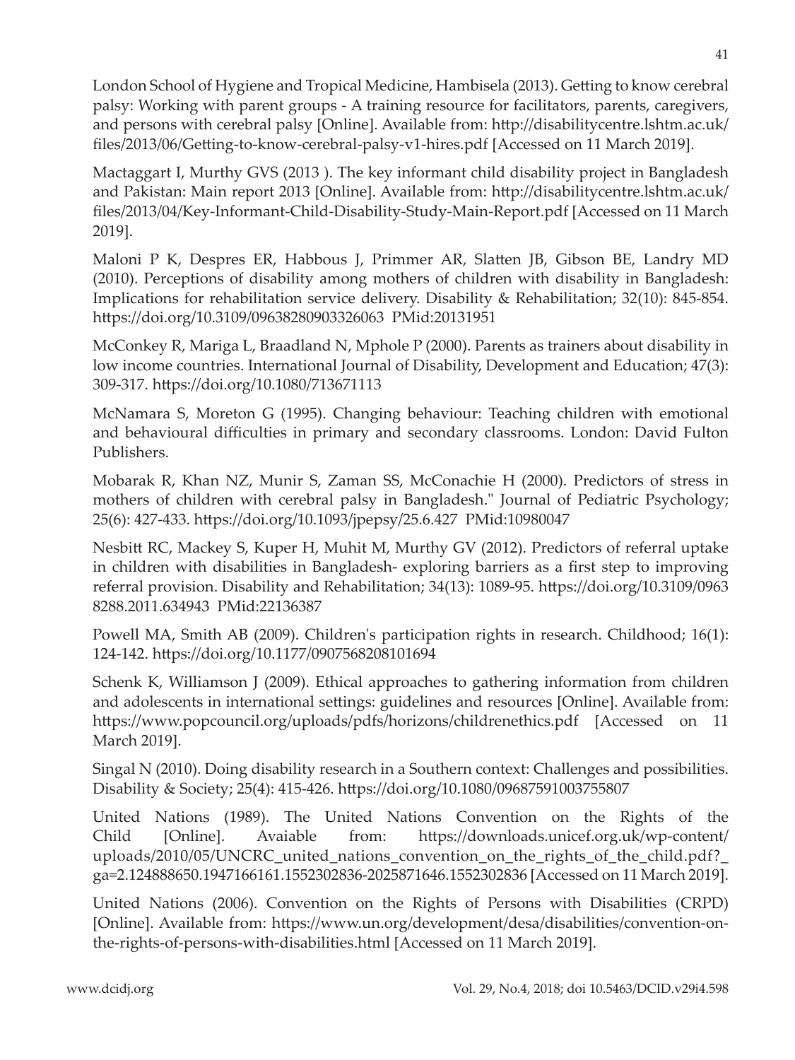London School of Hygiene and Tropical Medicine, Hambisela (2013). Getting to know cerebral palsy: Working with parent groups - A training resource for facilitators, parents, caregivers, and persons with cerebral palsy [Online]. Available from: http://disabilitycentre.lshtm.ac.uk/files/2013/06/Getting-to-know-cerebral-palsy-v1-hires.pdf [Accessed on 11 March 2019].

Mactaggart I, Murthy GVS (2013 ). The key informant child disability project in Bangladesh and Pakistan: Main report 2013 [Online]. Available from: http://disabilitycentre.lshtm.ac.uk/files/2013/04/Key-Informant-Child-Disability-Study-Main-Report.pdf [Accessed on 11 March 2019].

Maloni P K, Despres ER, Habbous J, Primmer AR, Slatten JB, Gibson BE, Landry MD (2010). Perceptions of disability among mothers of children with disability in Bangladesh: Implications for rehabilitation service delivery. Disability & Rehabilitation; 32(10): 845-854. https://doi.org/10.3109/09638280903326063 PMid:20131951

McConkey R, Mariga L, Braadland N, Mphole P (2000). Parents as trainers about disability in low income countries. International Journal of Disability, Development and Education; 47(3): 309-317. https://doi.org/10.1080/713671113

McNamara S, Moreton G (1995). Changing behaviour: Teaching children with emotional and behavioural difficulties in primary and secondary classrooms. London: David Fulton Publishers.

Mobarak R, Khan NZ, Munir S, Zaman SS, McConachie H (2000). Predictors of stress in mothers of children with cerebral palsy in Bangladesh." Journal of Pediatric Psychology; 25(6): 427-433. https://doi.org/10.1093/jpepsy/25.6.427 PMid:10980047

Nesbitt RC, Mackey S, Kuper H, Muhit M, Murthy GV (2012). Predictors of referral uptake in children with disabilities in Bangladesh- exploring barriers as a first step to improving referral provision. Disability and Rehabilitation; 34(13): 1089-95. https://doi.org/10.3109/09638288.2011.634943 PMid:22136387

Powell MA, Smith AB (2009). Children's participation rights in research. Childhood; 16(1): 124-142. https://doi.org/10.1177/0907568208101694

Schenk K, Williamson J (2009). Ethical approaches to gathering information from children and adolescents in international settings: guidelines and resources [Online]. Available from: https://www.popcouncil.org/uploads/pdfs/horizons/childrenethics.pdf [Accessed on 11 March 2019].

Singal N (2010). Doing disability research in a Southern context: Challenges and possibilities. Disability & Society; 25(4): 415-426. https://doi.org/10.1080/09687591003755807

United Nations (1989). The United Nations Convention on the Rights of the Child [Online]. Avaiable from: https://downloads.unicef.org.uk/wp-content/uploads/2010/05/UNCRC_united_nations_convention_on_the_rights_of_the_child.pdf?_ga=2.124888650.1947166161.1552302836-2025871646.1552302836 [Accessed on 11 March 2019].

United Nations (2006). Convention on the Rights of Persons with Disabilities (CRPD) [Online]. Available from: https://www.un.org/development/desa/disabilities/convention-on-the-rights-of-persons-with-disabilities.html [Accessed on 11 March 2019].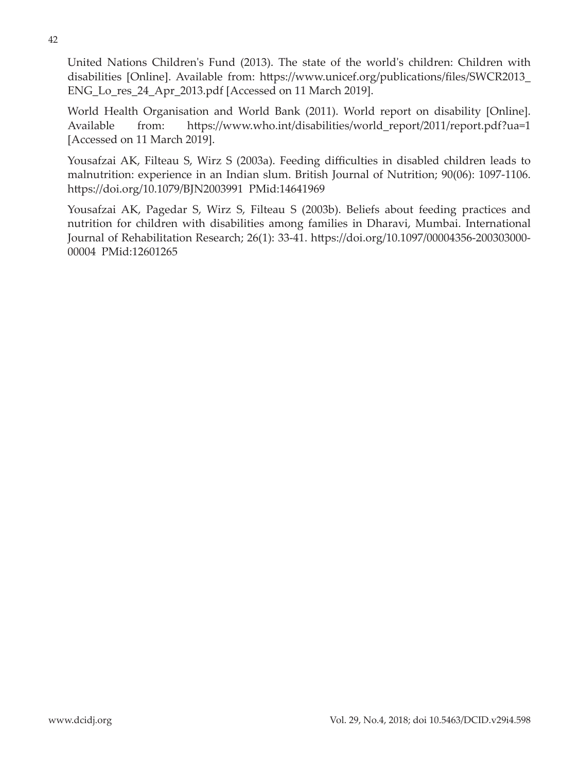United Nations Children's Fund (2013). The state of the world's children: Children with disabilities [Online]. Available from: https://www.unicef.org/publications/files/SWCR2013_ENG_Lo_res_24_Apr_2013.pdf [Accessed on 11 March 2019].

World Health Organisation and World Bank (2011). World report on disability [Online]. Available from: https://www.who.int/disabilities/world_report/2011/report.pdf?ua=1 [Accessed on 11 March 2019].

Yousafzai AK, Filteau S, Wirz S (2003a). Feeding difficulties in disabled children leads to malnutrition: experience in an Indian slum. British Journal of Nutrition; 90(06): 1097-1106. https://doi.org/10.1079/BJN2003991 PMid:14641969

Yousafzai AK, Pagedar S, Wirz S, Filteau S (2003b). Beliefs about feeding practices and nutrition for children with disabilities among families in Dharavi, Mumbai. International Journal of Rehabilitation Research; 26(1): 33-41. https://doi.org/10.1097/00004356-200303000-00004 PMid:12601265